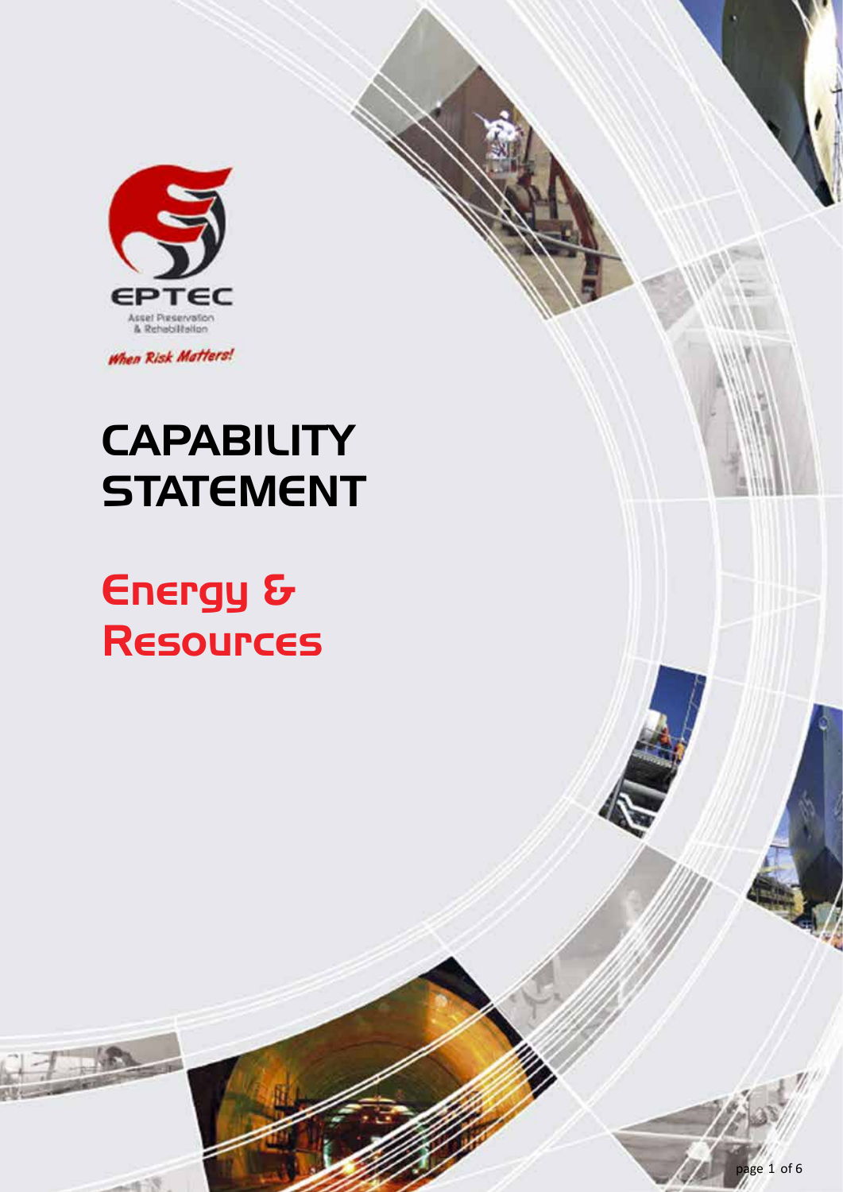EPTEC

Asset Preservation & Rehabilitation

*When Risk Matters!*

# CAPABILITY STATEMENT

## Energy & Resources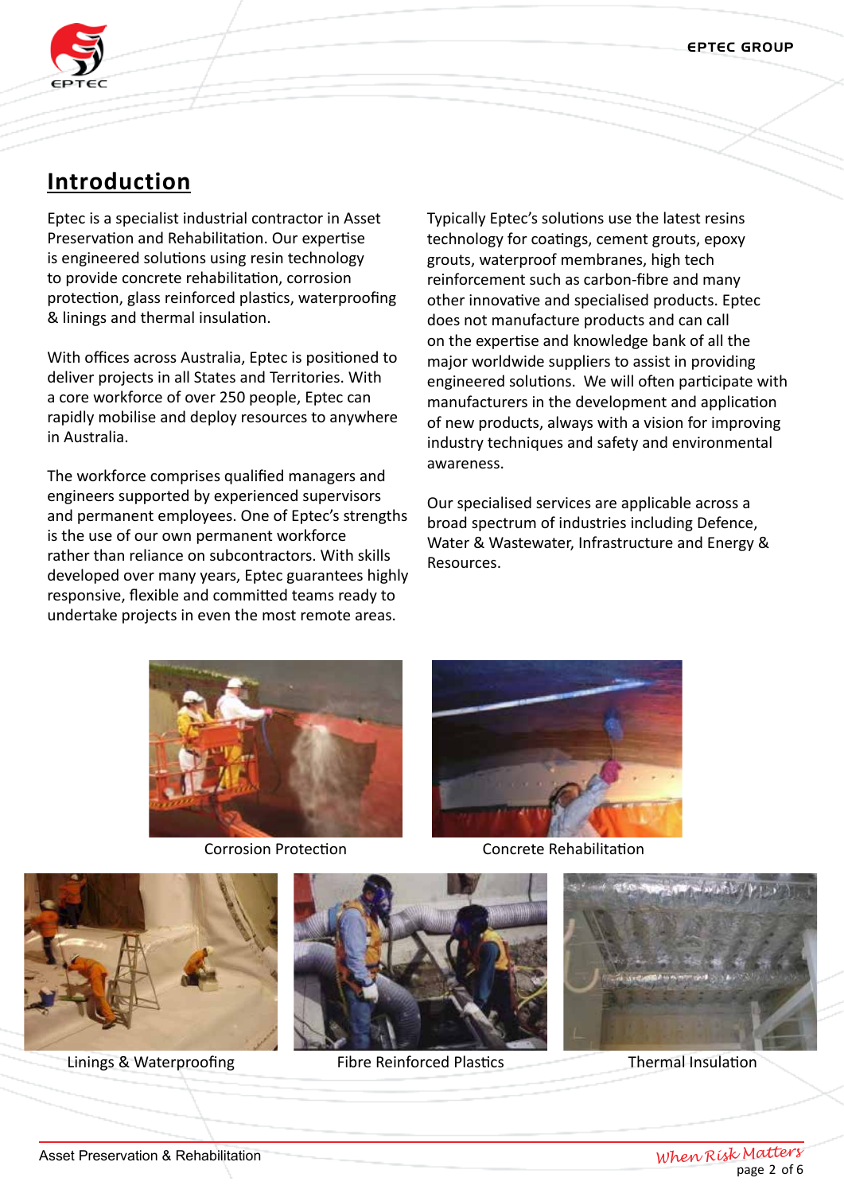## Introduction

Eptec is a specialist industrial contractor in Asset Preservation and Rehabilitation. Our expertise is engineered solutions using resin technology to provide concrete rehabilitation, corrosion protection, glass reinforced plastics, waterproofing & linings and thermal insulation.

With offices across Australia, Eptec is positioned to deliver projects in all States and Territories. With a core workforce of over 250 people, Eptec can rapidly mobilise and deploy resources to anywhere in Australia.

The workforce comprises qualified managers and engineers supported by experienced supervisors and permanent employees. One of Eptec's strengths is the use of our own permanent workforce rather than reliance on subcontractors. With skills developed over many years, Eptec guarantees highly responsive, flexible and committed teams ready to undertake projects in even the most remote areas.

Typically Eptec's solutions use the latest resins technology for coatings, cement grouts, epoxy grouts, waterproof membranes, high tech reinforcement such as carbon-fibre and many other innovative and specialised products. Eptec does not manufacture products and can call on the expertise and knowledge bank of all the major worldwide suppliers to assist in providing engineered solutions. We will often participate with manufacturers in the development and application of new products, always with a vision for improving industry techniques and safety and environmental awareness.

Our specialised services are applicable across a broad spectrum of industries including Defence, Water & Wastewater, Infrastructure and Energy & Resources.

Corrosion Protection

Concrete Rehabilitation

Linings & Waterproofing

Fibre Reinforced Plastics

Thermal Insulation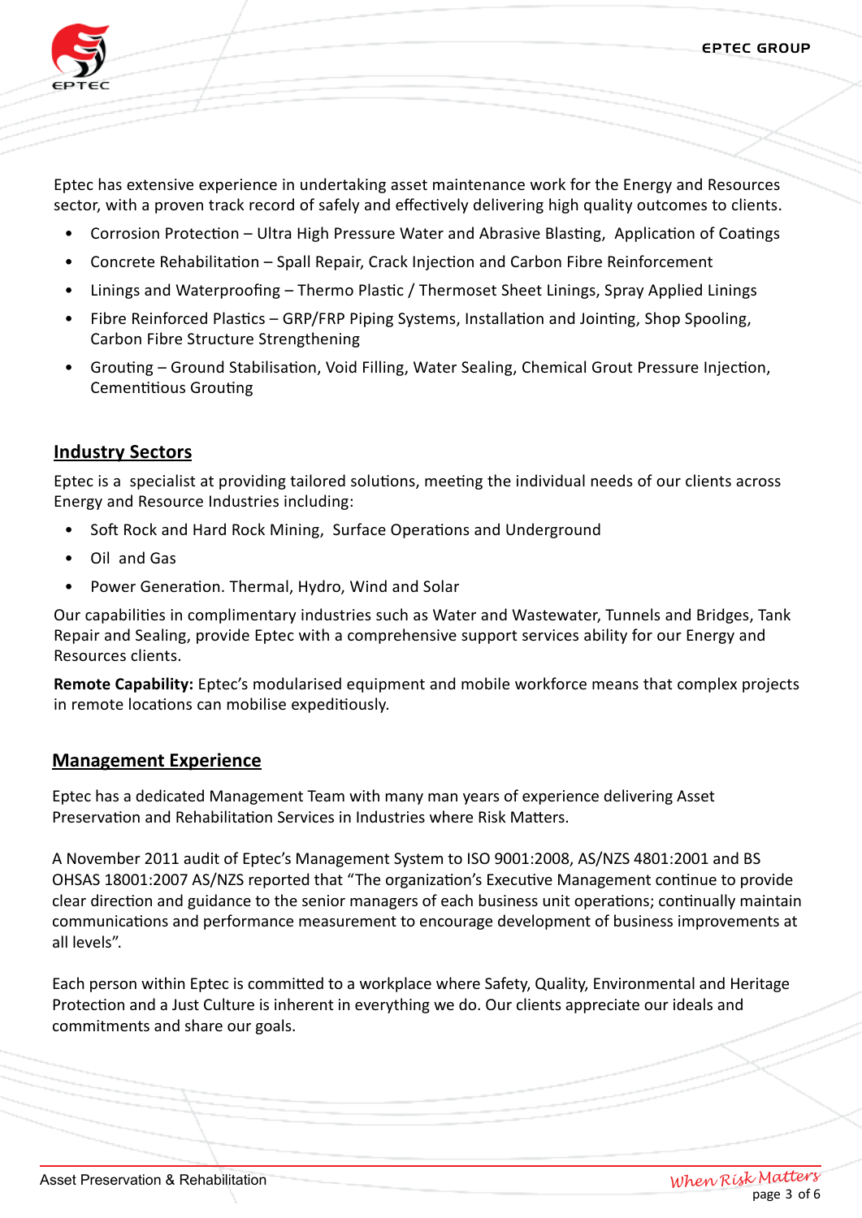Eptec has extensive experience in undertaking asset maintenance work for the Energy and Resources sector, with a proven track record of safely and effectively delivering high quality outcomes to clients.

- Corrosion Protection – Ultra High Pressure Water and Abrasive Blasting, Application of Coatings
- Concrete Rehabilitation – Spall Repair, Crack Injection and Carbon Fibre Reinforcement
- Linings and Waterproofing – Thermo Plastic / Thermoset Sheet Linings, Spray Applied Linings
- Fibre Reinforced Plastics – GRP/FRP Piping Systems, Installation and Jointing, Shop Spooling, Carbon Fibre Structure Strengthening
- Grouting – Ground Stabilisation, Void Filling, Water Sealing, Chemical Grout Pressure Injection, Cementitious Grouting

## Industry Sectors

Eptec is a specialist at providing tailored solutions, meeting the individual needs of our clients across Energy and Resource Industries including:

- Soft Rock and Hard Rock Mining, Surface Operations and Underground
- Oil and Gas
- Power Generation. Thermal, Hydro, Wind and Solar

Our capabilities in complimentary industries such as Water and Wastewater, Tunnels and Bridges, Tank Repair and Sealing, provide Eptec with a comprehensive support services ability for our Energy and Resources clients.

**Remote Capability:** Eptec's modularised equipment and mobile workforce means that complex projects in remote locations can mobilise expeditiously.

## Management Experience

Eptec has a dedicated Management Team with many man years of experience delivering Asset Preservation and Rehabilitation Services in Industries where Risk Matters.

A November 2011 audit of Eptec's Management System to ISO 9001:2008, AS/NZS 4801:2001 and BS OHSAS 18001:2007 AS/NZS reported that "The organization's Executive Management continue to provide clear direction and guidance to the senior managers of each business unit operations; continually maintain communications and performance measurement to encourage development of business improvements at all levels".

Each person within Eptec is committed to a workplace where Safety, Quality, Environmental and Heritage Protection and a Just Culture is inherent in everything we do. Our clients appreciate our ideals and commitments and share our goals.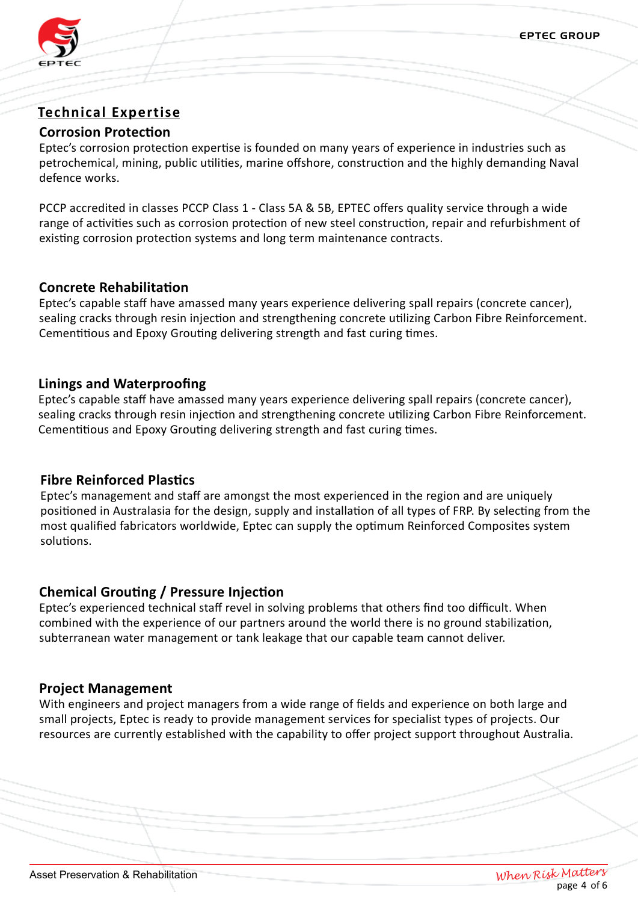## Technical Expertise

### Corrosion Protection

Eptec's corrosion protection expertise is founded on many years of experience in industries such as petrochemical, mining, public utilities, marine offshore, construction and the highly demanding Naval defence works.

PCCP accredited in classes PCCP Class 1 - Class 5A & 5B, EPTEC offers quality service through a wide range of activities such as corrosion protection of new steel construction, repair and refurbishment of existing corrosion protection systems and long term maintenance contracts.

### Concrete Rehabilitation

Eptec's capable staff have amassed many years experience delivering spall repairs (concrete cancer), sealing cracks through resin injection and strengthening concrete utilizing Carbon Fibre Reinforcement. Cementitious and Epoxy Grouting delivering strength and fast curing times.

### Linings and Waterproofing

Eptec's capable staff have amassed many years experience delivering spall repairs (concrete cancer), sealing cracks through resin injection and strengthening concrete utilizing Carbon Fibre Reinforcement. Cementitious and Epoxy Grouting delivering strength and fast curing times.

### Fibre Reinforced Plastics

Eptec's management and staff are amongst the most experienced in the region and are uniquely positioned in Australasia for the design, supply and installation of all types of FRP. By selecting from the most qualified fabricators worldwide, Eptec can supply the optimum Reinforced Composites system solutions.

### Chemical Grouting / Pressure Injection

Eptec's experienced technical staff revel in solving problems that others find too difficult. When combined with the experience of our partners around the world there is no ground stabilization, subterranean water management or tank leakage that our capable team cannot deliver.

### Project Management

With engineers and project managers from a wide range of fields and experience on both large and small projects, Eptec is ready to provide management services for specialist types of projects. Our resources are currently established with the capability to offer project support throughout Australia.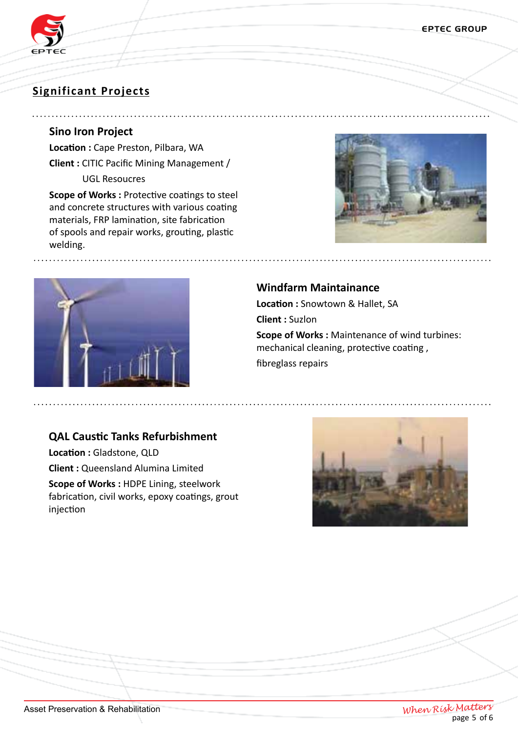## Significant Projects

### Sino Iron Project

**Location :** Cape Preston, Pilbara, WA

**Client :** CITIC Pacific Mining Management / UGL Resoucres

**Scope of Works :** Protective coatings to steel and concrete structures with various coating materials, FRP lamination, site fabrication of spools and repair works, grouting, plastic welding.

### Windfarm Maintainance

**Location :** Snowtown & Hallet, SA

**Client :** Suzlon

**Scope of Works :** Maintenance of wind turbines: mechanical cleaning, protective coating , fibreglass repairs

### QAL Caustic Tanks Refurbishment

**Location :** Gladstone, QLD

**Client :** Queensland Alumina Limited

**Scope of Works :** HDPE Lining, steelwork fabrication, civil works, epoxy coatings, grout injection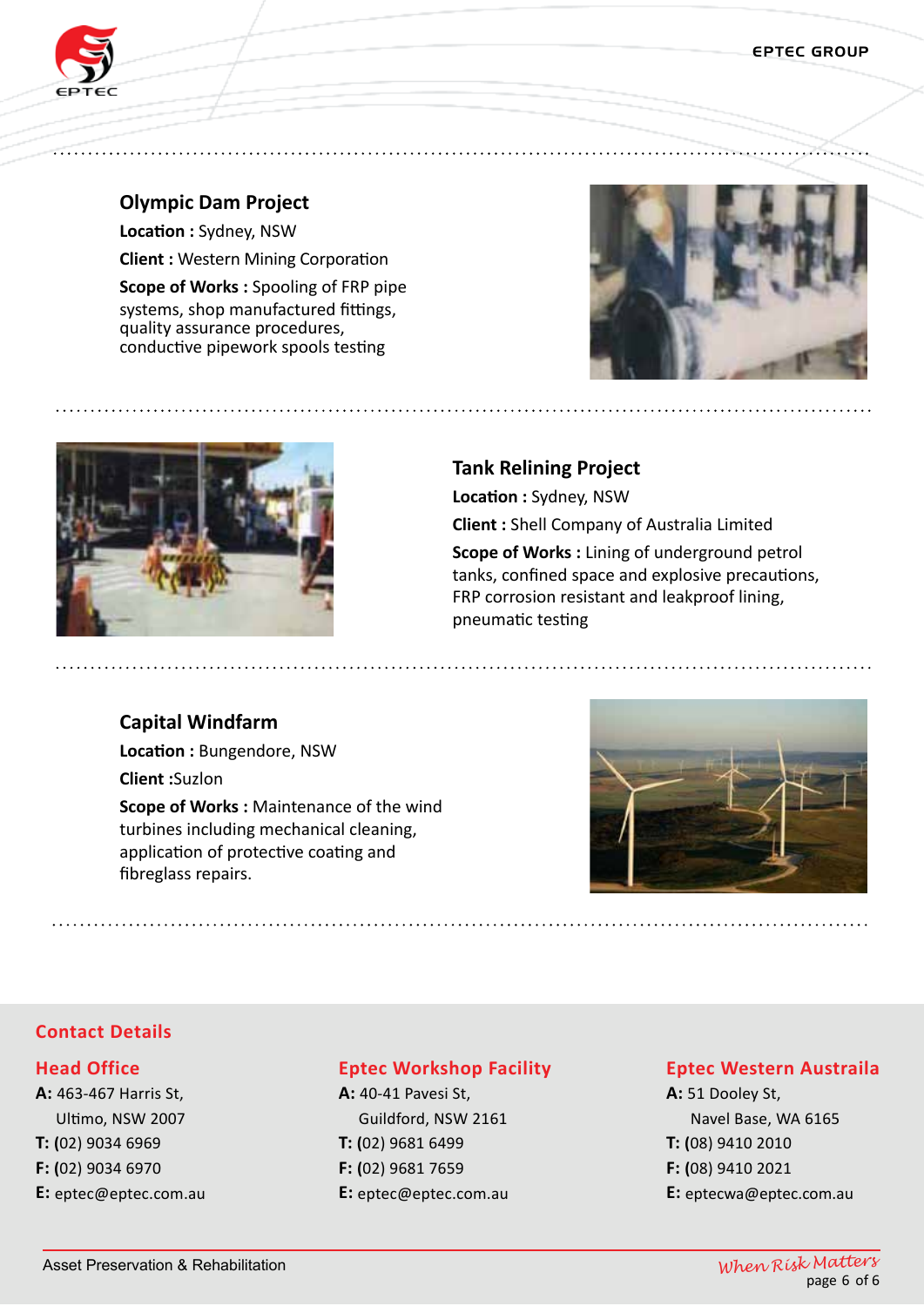## Olympic Dam Project

**Location :** Sydney, NSW

**Client :** Western Mining Corporation

**Scope of Works :** Spooling of FRP pipe systems, shop manufactured fittings, quality assurance procedures, conductive pipework spools testing

## Tank Relining Project

**Location :** Sydney, NSW

**Client :** Shell Company of Australia Limited

**Scope of Works :** Lining of underground petrol tanks, confined space and explosive precautions, FRP corrosion resistant and leakproof lining, pneumatic testing

## Capital Windfarm

**Location :** Bungendore, NSW

**Client :**Suzlon

**Scope of Works :** Maintenance of the wind turbines including mechanical cleaning, application of protective coating and fibreglass repairs.

## Contact Details

### Head Office

**A:** 463-467 Harris St,
Ultimo, NSW 2007

**T:** (02) 9034 6969

**F:** (02) 9034 6970

**E:** eptec@eptec.com.au

### Eptec Workshop Facility

**A:** 40-41 Pavesi St,
Guildford, NSW 2161

**T:** (02) 9681 6499

**F:** (02) 9681 7659

**E:** eptec@eptec.com.au

### Eptec Western Austraila

**A:** 51 Dooley St,
Navel Base, WA 6165

**T:** (08) 9410 2010

**F:** (08) 9410 2021

**E:** eptecwa@eptec.com.au